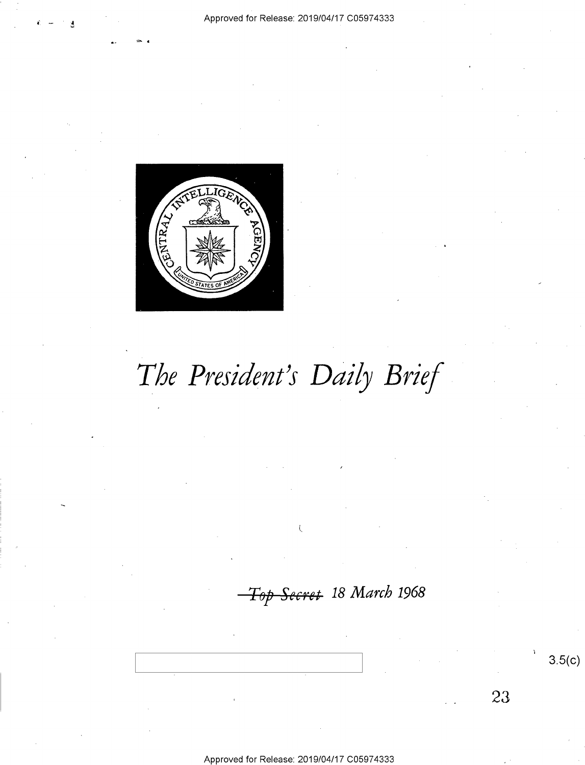# *The President's Daily Brief*

~~Top Secret~~ 18 March 1968

3.5(c)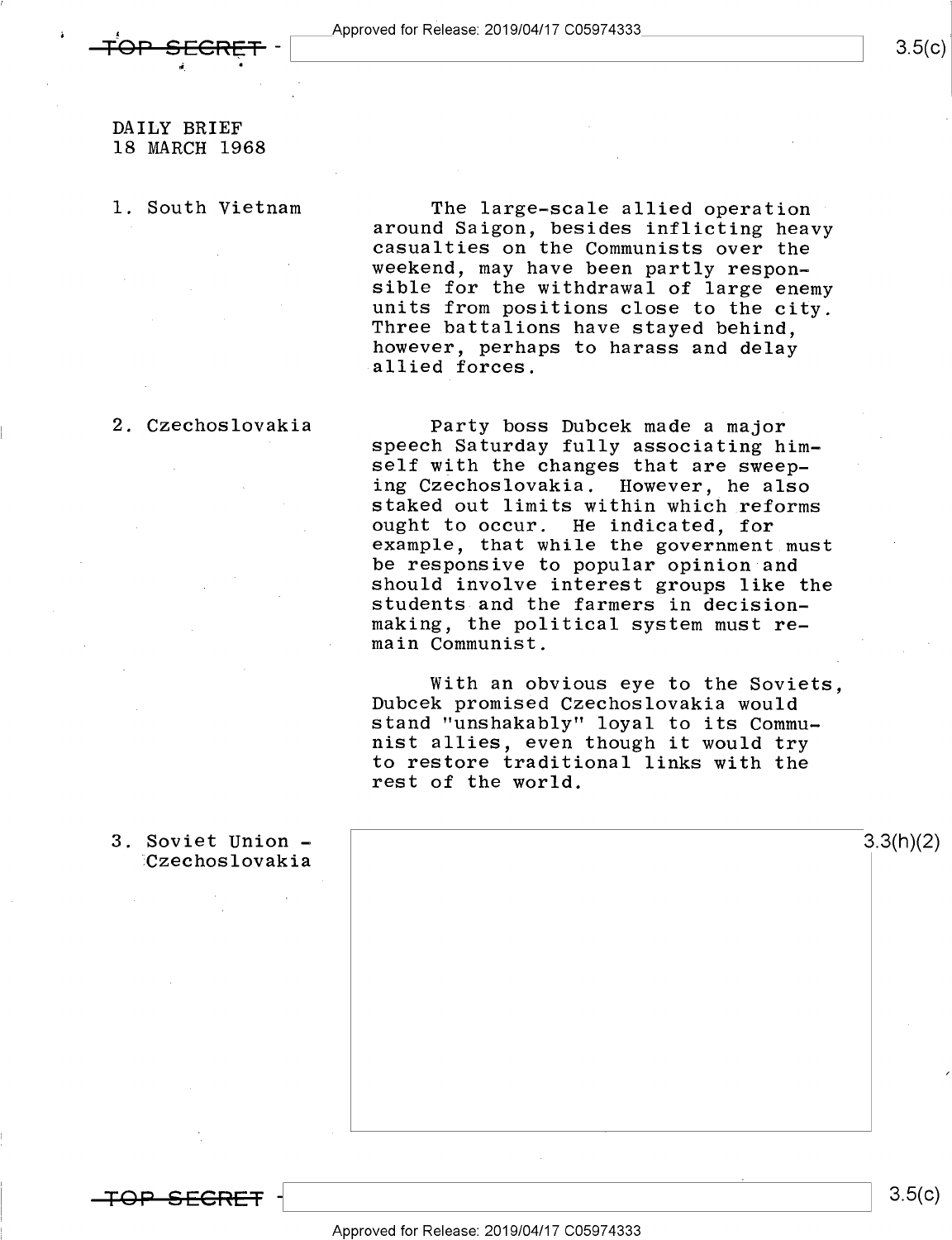DAILY BRIEF
18 MARCH 1968

1. South Vietnam

The large-scale allied operation around Saigon, besides inflicting heavy casualties on the Communists over the weekend, may have been partly responsible for the withdrawal of large enemy units from positions close to the city. Three battalions have stayed behind, however, perhaps to harass and delay allied forces.

2. Czechoslovakia

Party boss Dubcek made a major speech Saturday fully associating himself with the changes that are sweeping Czechoslovakia. However, he also staked out limits within which reforms ought to occur. He indicated, for example, that while the government must be responsive to popular opinion and should involve interest groups like the students and the farmers in decision-making, the political system must remain Communist.

With an obvious eye to the Soviets, Dubcek promised Czechoslovakia would stand "unshakably" loyal to its Communist allies, even though it would try to restore traditional links with the rest of the world.

3. Soviet Union - Czechoslovakia

3.3(h)(2)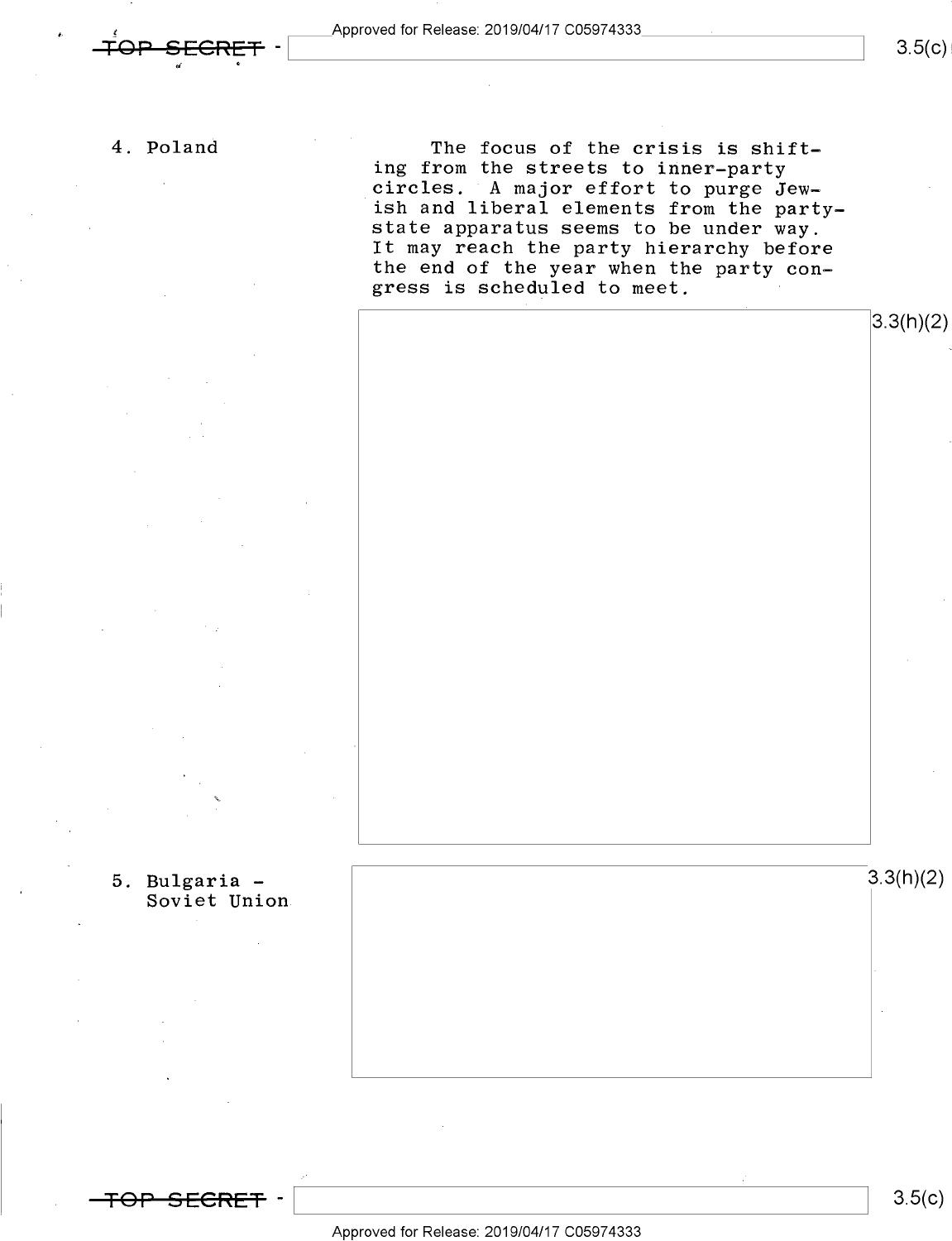4. Poland

The focus of the crisis is shifting from the streets to inner-party circles. A major effort to purge Jewish and liberal elements from the party-state apparatus seems to be under way. It may reach the party hierarchy before the end of the year when the party congress is scheduled to meet.

3.3(h)(2)

5. Bulgaria - Soviet Union

3.3(h)(2)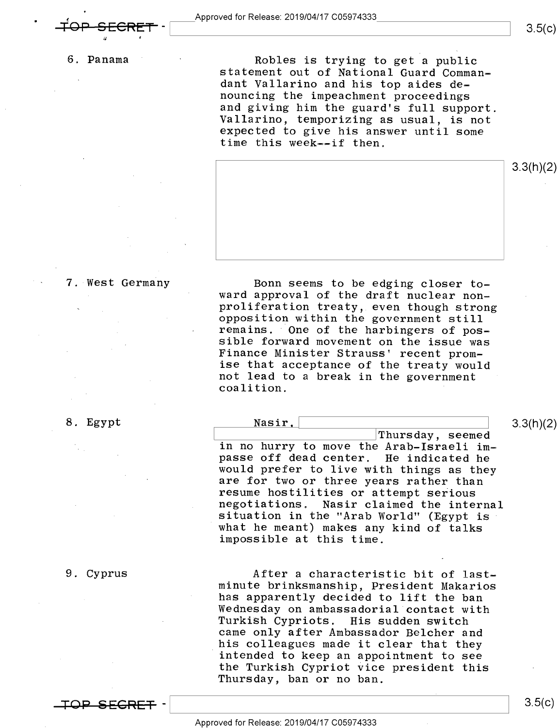6. Panama

Robles is trying to get a public statement out of National Guard Commandant Vallarino and his top aides denouncing the impeachment proceedings and giving him the guard's full support. Vallarino, temporizing as usual, is not expected to give his answer until some time this week--if then.

3.3(h)(2)

7. West Germany

Bonn seems to be edging closer toward approval of the draft nuclear nonproliferation treaty, even though strong opposition within the government still remains. One of the harbingers of possible forward movement on the issue was Finance Minister Strauss' recent promise that acceptance of the treaty would not lead to a break in the government coalition.

8. Egypt

Nasir, [redacted] Thursday, seemed in no hurry to move the Arab-Israeli impasse off dead center. He indicated he would prefer to live with things as they are for two or three years rather than resume hostilities or attempt serious negotiations. Nasir claimed the internal situation in the "Arab World" (Egypt is what he meant) makes any kind of talks impossible at this time.

3.3(h)(2)

9. Cyprus

After a characteristic bit of last-minute brinksmanship, President Makarios has apparently decided to lift the ban Wednesday on ambassadorial contact with Turkish Cypriots. His sudden switch came only after Ambassador Belcher and his colleagues made it clear that they intended to keep an appointment to see the Turkish Cypriot vice president this Thursday, ban or no ban.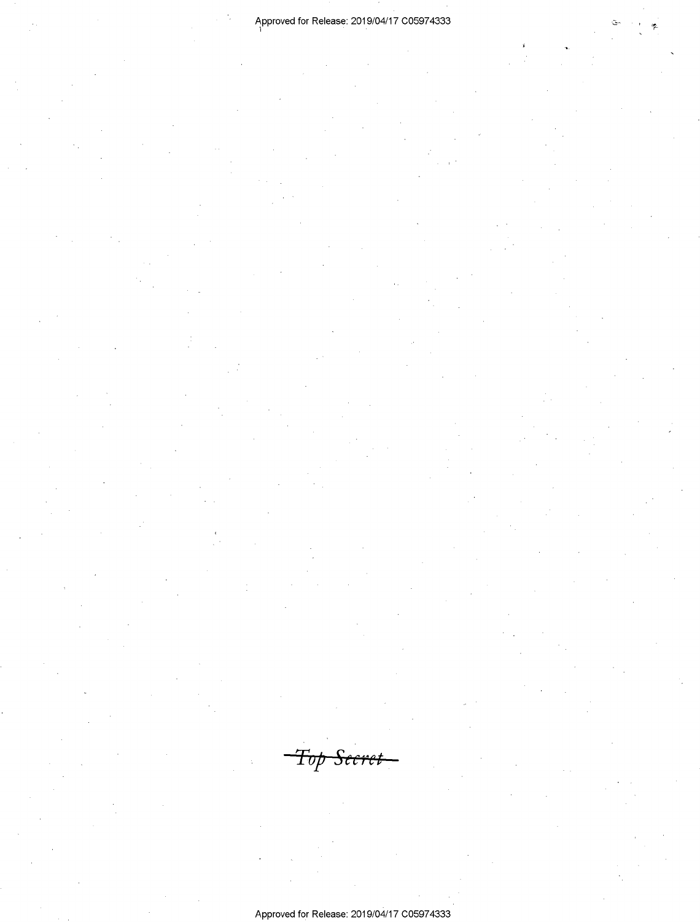~~Top Secret~~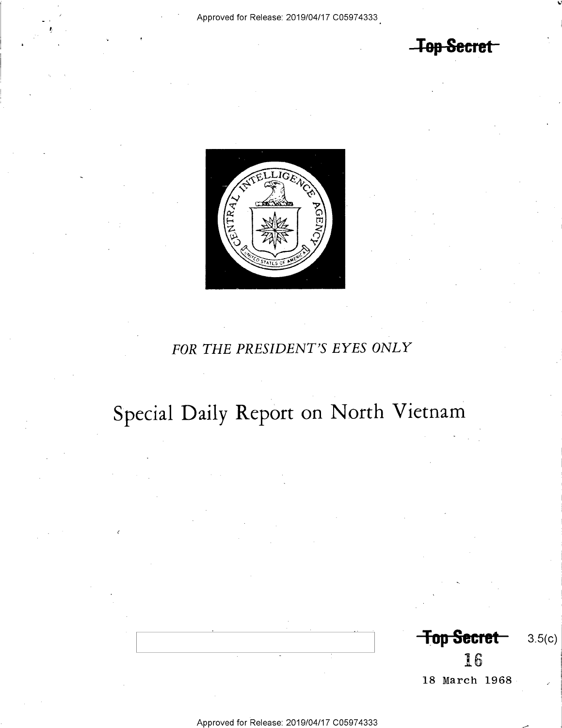~~Top Secret~~

*FOR THE PRESIDENT'S EYES ONLY*

# Special Daily Report on North Vietnam

~~Top Secret~~ 3.5(c)

16

18 March 1968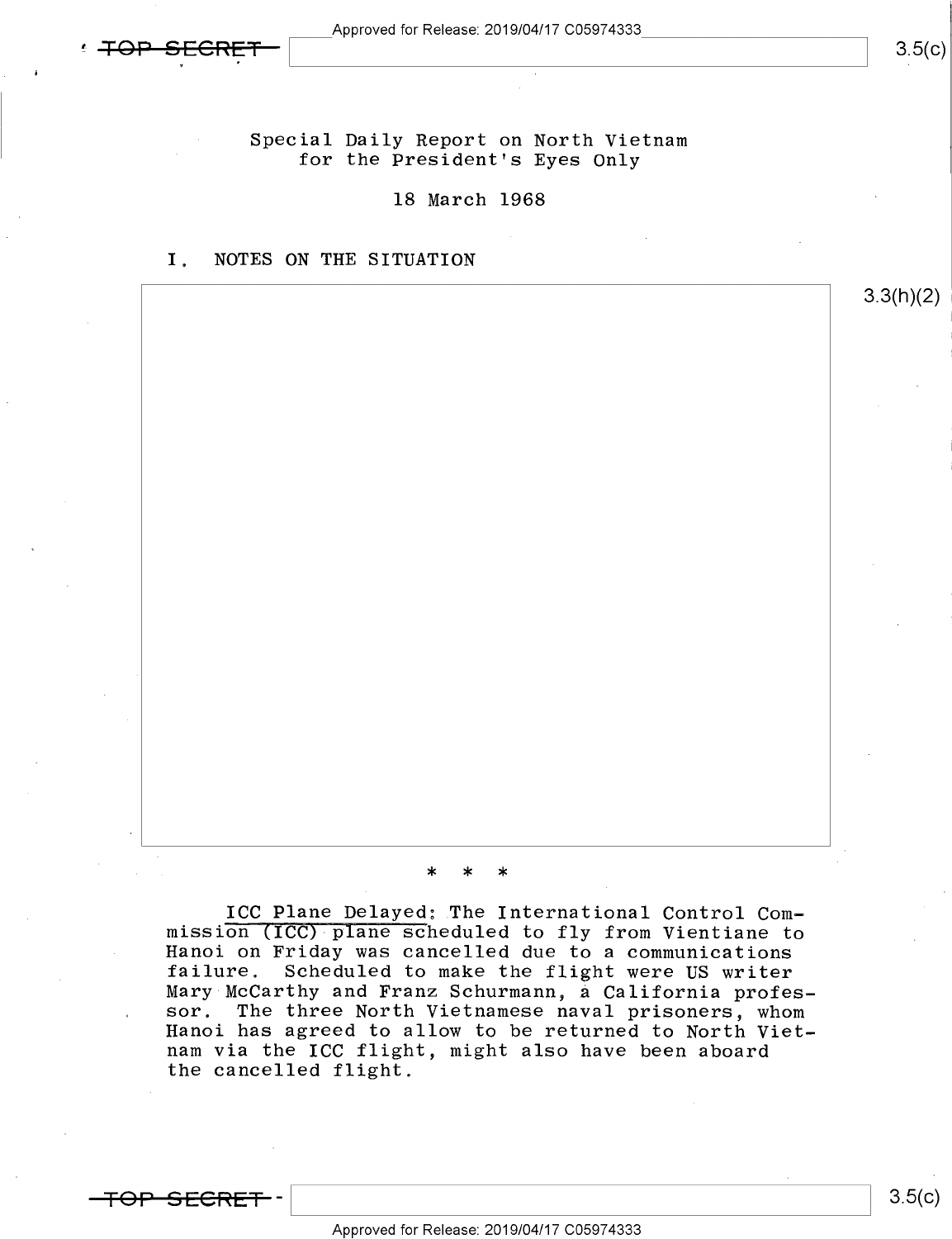Special Daily Report on North Vietnam
for the President's Eyes Only

18 March 1968

## I. NOTES ON THE SITUATION

3.3(h)(2)

\* \* \*

<u>ICC Plane Delayed</u>: The International Control Commission (ICC) plane scheduled to fly from Vientiane to Hanoi on Friday was cancelled due to a communications failure. Scheduled to make the flight were US writer Mary McCarthy and Franz Schurmann, a California professor. The three North Vietnamese naval prisoners, whom Hanoi has agreed to allow to be returned to North Vietnam via the ICC flight, might also have been aboard the cancelled flight.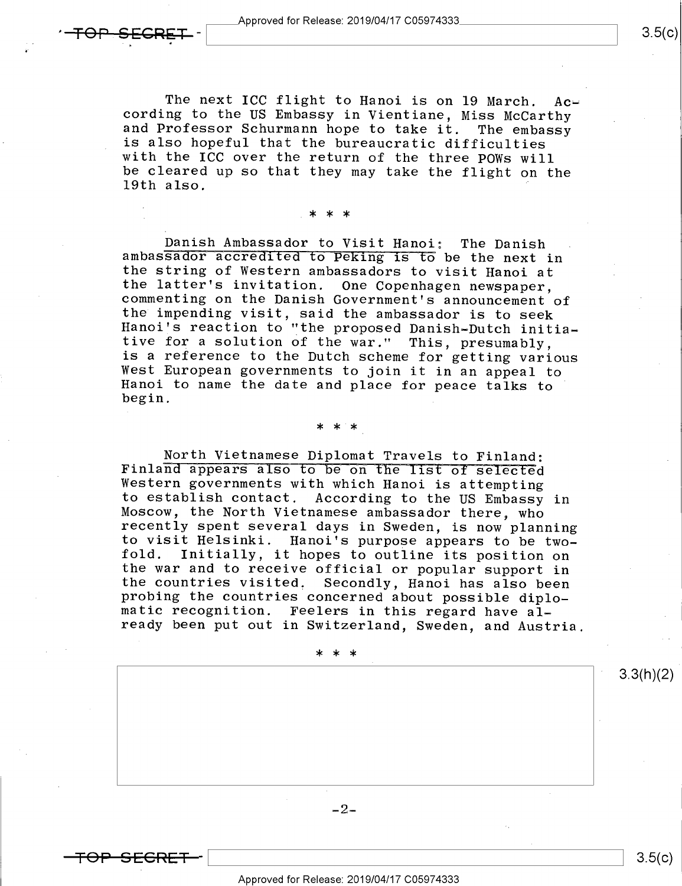The next ICC flight to Hanoi is on 19 March. According to the US Embassy in Vientiane, Miss McCarthy and Professor Schurmann hope to take it. The embassy is also hopeful that the bureaucratic difficulties with the ICC over the return of the three POWs will be cleared up so that they may take the flight on the 19th also.

* * *

Danish Ambassador to Visit Hanoi: The Danish ambassador accredited to Peking is to be the next in the string of Western ambassadors to visit Hanoi at the latter's invitation. One Copenhagen newspaper, commenting on the Danish Government's announcement of the impending visit, said the ambassador is to seek Hanoi's reaction to "the proposed Danish-Dutch initiative for a solution of the war." This, presumably, is a reference to the Dutch scheme for getting various West European governments to join it in an appeal to Hanoi to name the date and place for peace talks to begin.

* * *

North Vietnamese Diplomat Travels to Finland: Finland appears also to be on the list of selected Western governments with which Hanoi is attempting to establish contact. According to the US Embassy in Moscow, the North Vietnamese ambassador there, who recently spent several days in Sweden, is now planning to visit Helsinki. Hanoi's purpose appears to be twofold. Initially, it hopes to outline its position on the war and to receive official or popular support in the countries visited. Secondly, Hanoi has also been probing the countries concerned about possible diplomatic recognition. Feelers in this regard have already been put out in Switzerland, Sweden, and Austria.

* * *

3.3(h)(2)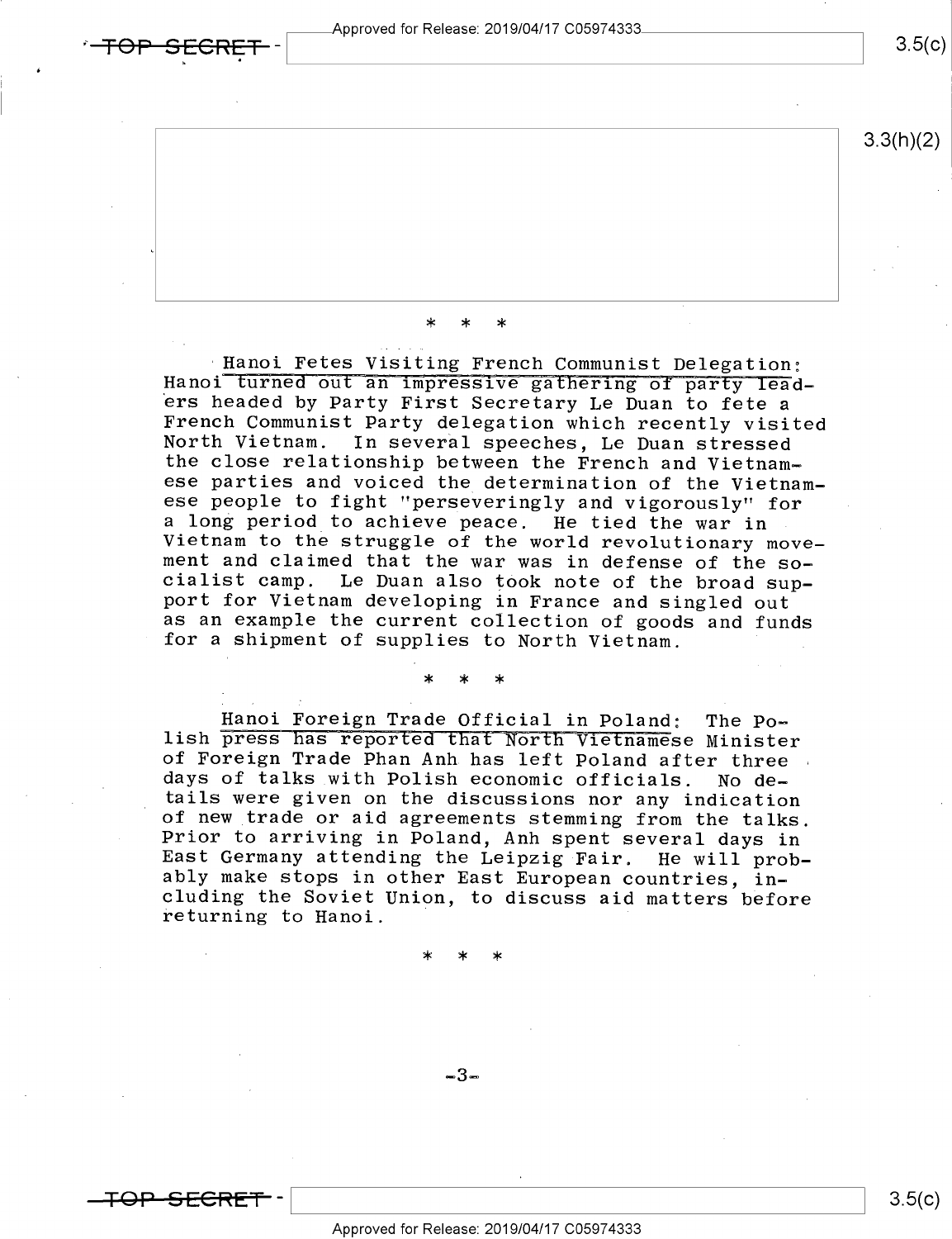\* \* \*

<u>Hanoi Fetes Visiting French Communist Delegation</u>: Hanoi turned out an impressive gathering of party leaders headed by Party First Secretary Le Duan to fete a French Communist Party delegation which recently visited North Vietnam. In several speeches, Le Duan stressed the close relationship between the French and Vietnamese parties and voiced the determination of the Vietnamese people to fight "perseveringly and vigorously" for a long period to achieve peace. He tied the war in Vietnam to the struggle of the world revolutionary movement and claimed that the war was in defense of the socialist camp. Le Duan also took note of the broad support for Vietnam developing in France and singled out as an example the current collection of goods and funds for a shipment of supplies to North Vietnam.

\* \* \*

<u>Hanoi Foreign Trade Official in Poland</u>: The Polish press has reported that North Vietnamese Minister of Foreign Trade Phan Anh has left Poland after three days of talks with Polish economic officials. No details were given on the discussions nor any indication of new trade or aid agreements stemming from the talks. Prior to arriving in Poland, Anh spent several days in East Germany attending the Leipzig Fair. He will probably make stops in other East European countries, including the Soviet Union, to discuss aid matters before returning to Hanoi.

\* \* \*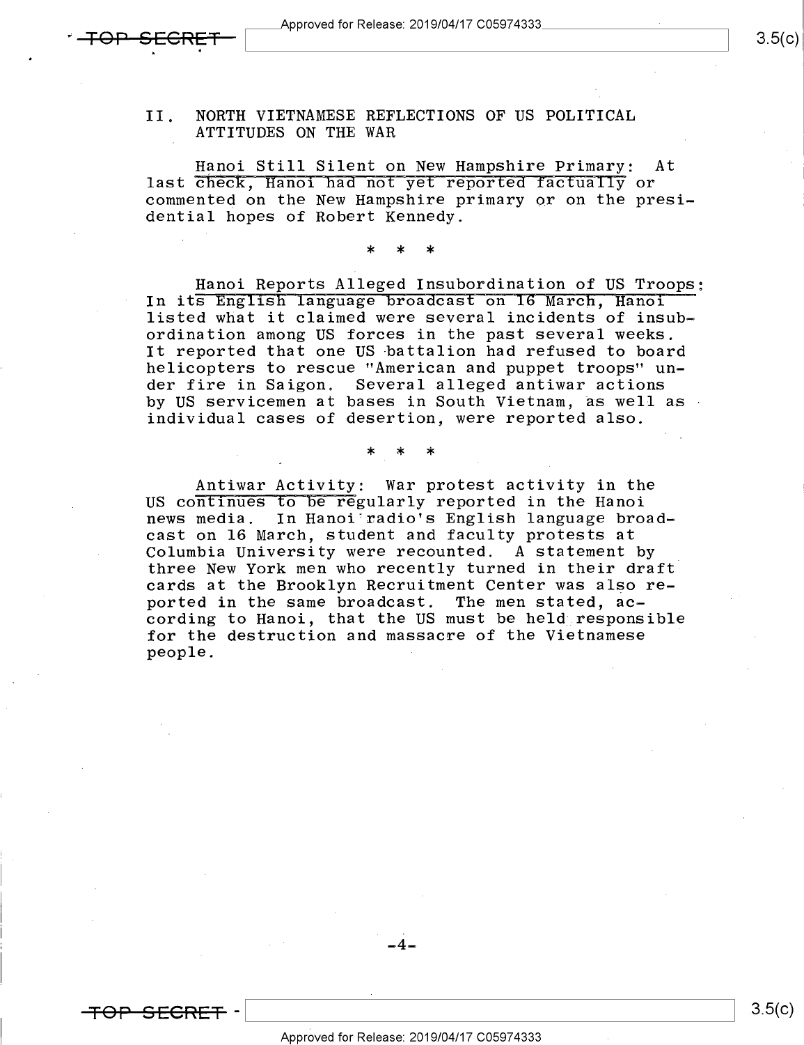## II. NORTH VIETNAMESE REFLECTIONS OF US POLITICAL ATTITUDES ON THE WAR

Hanoi Still Silent on New Hampshire Primary: At last check, Hanoi had not yet reported factually or commented on the New Hampshire primary or on the presidential hopes of Robert Kennedy.

\* \* \*

Hanoi Reports Alleged Insubordination of US Troops: In its English language broadcast on 16 March, Hanoi listed what it claimed were several incidents of insubordination among US forces in the past several weeks. It reported that one US battalion had refused to board helicopters to rescue "American and puppet troops" under fire in Saigon. Several alleged antiwar actions by US servicemen at bases in South Vietnam, as well as individual cases of desertion, were reported also.

\* \* \*

Antiwar Activity: War protest activity in the US continues to be regularly reported in the Hanoi news media. In Hanoi radio's English language broadcast on 16 March, student and faculty protests at Columbia University were recounted. A statement by three New York men who recently turned in their draft cards at the Brooklyn Recruitment Center was also reported in the same broadcast. The men stated, according to Hanoi, that the US must be held responsible for the destruction and massacre of the Vietnamese people.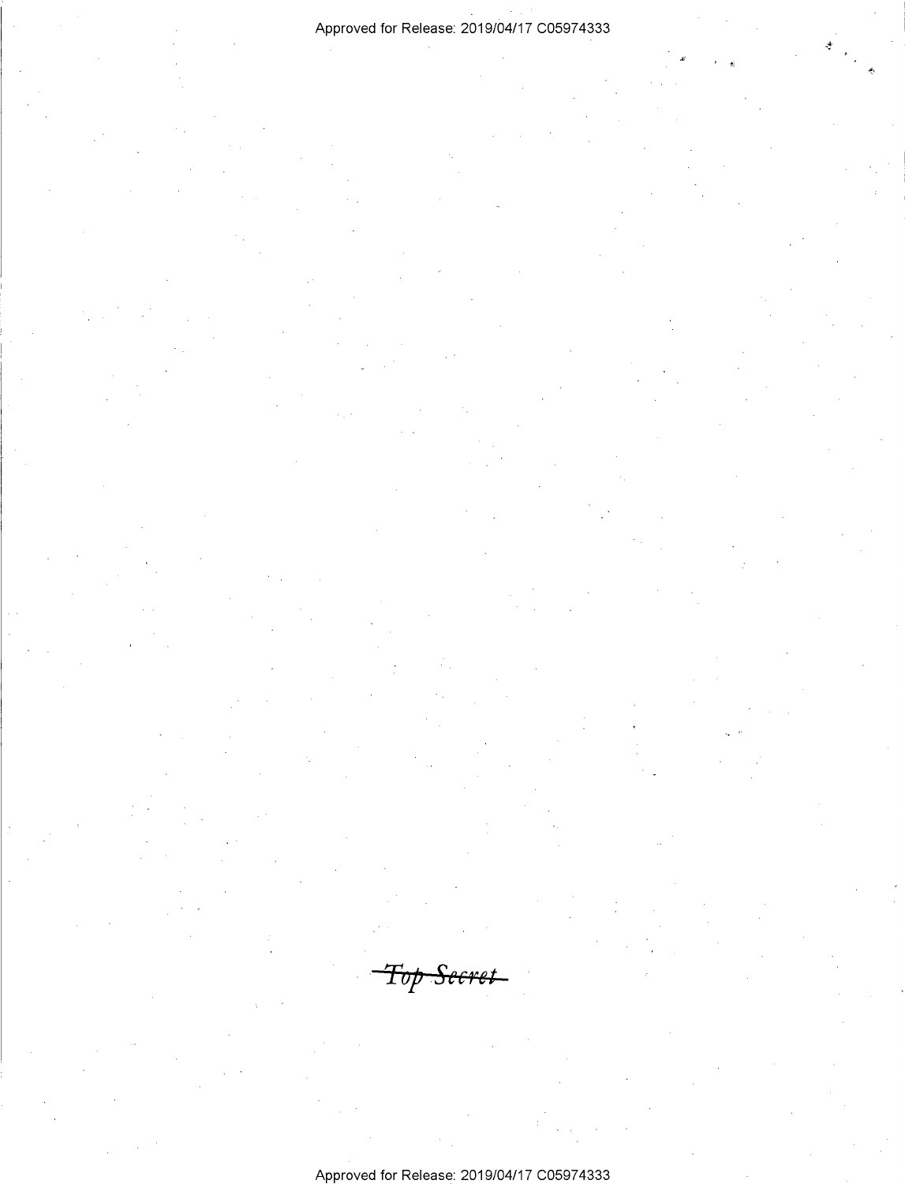~~Top Secret~~